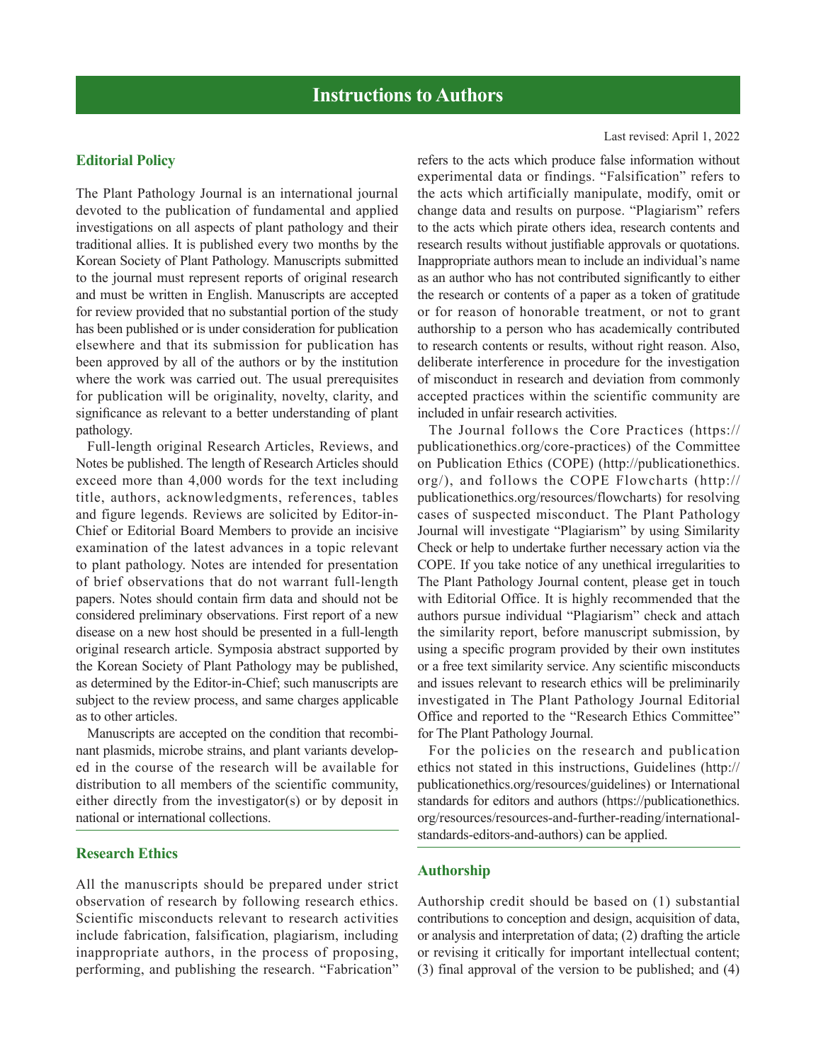# Instructions to Authors

Last revised: April 1, 2022

## Editorial Policy

The Plant Pathology Journal is an international journal devoted to the publication of fundamental and applied investigations on all aspects of plant pathology and their traditional allies. It is published every two months by the Korean Society of Plant Pathology. Manuscripts submitted to the journal must represent reports of original research and must be written in English. Manuscripts are accepted for review provided that no substantial portion of the study has been published or is under consideration for publication elsewhere and that its submission for publication has been approved by all of the authors or by the institution where the work was carried out. The usual prerequisites for publication will be originality, novelty, clarity, and significance as relevant to a better understanding of plant pathology.

Full-length original Research Articles, Reviews, and Notes be published. The length of Research Articles should exceed more than 4,000 words for the text including title, authors, acknowledgments, references, tables and figure legends. Reviews are solicited by Editor-in-Chief or Editorial Board Members to provide an incisive examination of the latest advances in a topic relevant to plant pathology. Notes are intended for presentation of brief observations that do not warrant full-length papers. Notes should contain firm data and should not be considered preliminary observations. First report of a new disease on a new host should be presented in a full-length original research article. Symposia abstract supported by the Korean Society of Plant Pathology may be published, as determined by the Editor-in-Chief; such manuscripts are subject to the review process, and same charges applicable as to other articles.

Manuscripts are accepted on the condition that recombinant plasmids, microbe strains, and plant variants developed in the course of the research will be available for distribution to all members of the scientific community, either directly from the investigator(s) or by deposit in national or international collections.

## Research Ethics

All the manuscripts should be prepared under strict observation of research by following research ethics. Scientific misconducts relevant to research activities include fabrication, falsification, plagiarism, including inappropriate authors, in the process of proposing, performing, and publishing the research. "Fabrication" refers to the acts which produce false information without experimental data or findings. "Falsification" refers to the acts which artificially manipulate, modify, omit or change data and results on purpose. "Plagiarism" refers to the acts which pirate others idea, research contents and research results without justifiable approvals or quotations. Inappropriate authors mean to include an individual's name as an author who has not contributed significantly to either the research or contents of a paper as a token of gratitude or for reason of honorable treatment, or not to grant authorship to a person who has academically contributed to research contents or results, without right reason. Also, deliberate interference in procedure for the investigation of misconduct in research and deviation from commonly accepted practices within the scientific community are included in unfair research activities.

The Journal follows the Core Practices (https://publicationethics.org/core-practices) of the Committee on Publication Ethics (COPE) (http://publicationethics.org/), and follows the COPE Flowcharts (http://publicationethics.org/resources/flowcharts) for resolving cases of suspected misconduct. The Plant Pathology Journal will investigate "Plagiarism" by using Similarity Check or help to undertake further necessary action via the COPE. If you take notice of any unethical irregularities to The Plant Pathology Journal content, please get in touch with Editorial Office. It is highly recommended that the authors pursue individual "Plagiarism" check and attach the similarity report, before manuscript submission, by using a specific program provided by their own institutes or a free text similarity service. Any scientific misconducts and issues relevant to research ethics will be preliminarily investigated in The Plant Pathology Journal Editorial Office and reported to the "Research Ethics Committee" for The Plant Pathology Journal.

For the policies on the research and publication ethics not stated in this instructions, Guidelines (http://publicationethics.org/resources/guidelines) or International standards for editors and authors (https://publicationethics.org/resources/resources-and-further-reading/international-standards-editors-and-authors) can be applied.

## Authorship

Authorship credit should be based on (1) substantial contributions to conception and design, acquisition of data, or analysis and interpretation of data; (2) drafting the article or revising it critically for important intellectual content; (3) final approval of the version to be published; and (4)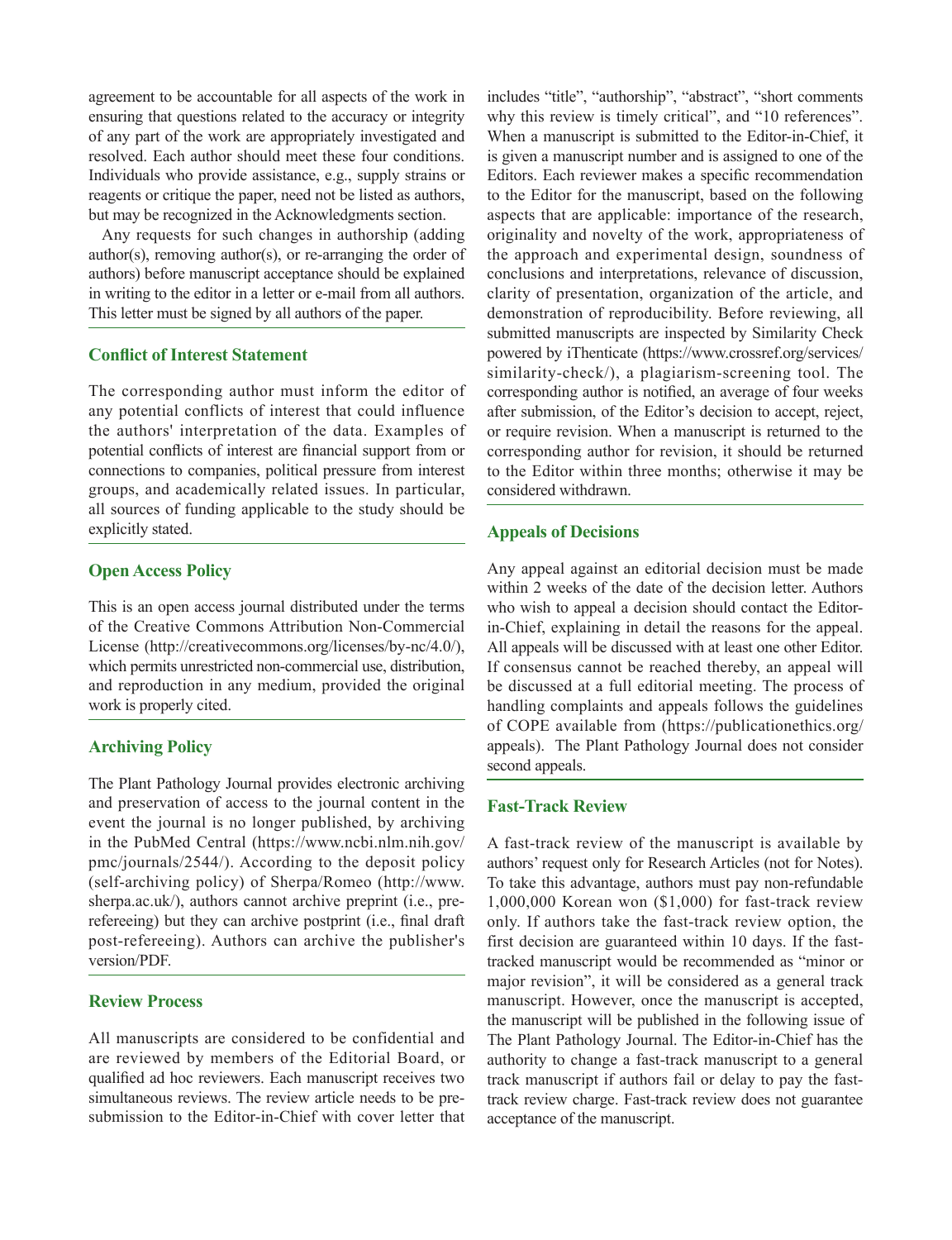agreement to be accountable for all aspects of the work in ensuring that questions related to the accuracy or integrity of any part of the work are appropriately investigated and resolved. Each author should meet these four conditions. Individuals who provide assistance, e.g., supply strains or reagents or critique the paper, need not be listed as authors, but may be recognized in the Acknowledgments section.

Any requests for such changes in authorship (adding author(s), removing author(s), or re-arranging the order of authors) before manuscript acceptance should be explained in writing to the editor in a letter or e-mail from all authors. This letter must be signed by all authors of the paper.

## Conflict of Interest Statement

The corresponding author must inform the editor of any potential conflicts of interest that could influence the authors' interpretation of the data. Examples of potential conflicts of interest are financial support from or connections to companies, political pressure from interest groups, and academically related issues. In particular, all sources of funding applicable to the study should be explicitly stated.

## Open Access Policy

This is an open access journal distributed under the terms of the Creative Commons Attribution Non-Commercial License (http://creativecommons.org/licenses/by-nc/4.0/), which permits unrestricted non-commercial use, distribution, and reproduction in any medium, provided the original work is properly cited.

## Archiving Policy

The Plant Pathology Journal provides electronic archiving and preservation of access to the journal content in the event the journal is no longer published, by archiving in the PubMed Central (https://www.ncbi.nlm.nih.gov/pmc/journals/2544/). According to the deposit policy (self-archiving policy) of Sherpa/Romeo (http://www.sherpa.ac.uk/), authors cannot archive preprint (i.e., pre-refereeing) but they can archive postprint (i.e., final draft post-refereeing). Authors can archive the publisher's version/PDF.

## Review Process

All manuscripts are considered to be confidential and are reviewed by members of the Editorial Board, or qualified ad hoc reviewers. Each manuscript receives two simultaneous reviews. The review article needs to be pre-submission to the Editor-in-Chief with cover letter that includes "title", "authorship", "abstract", "short comments why this review is timely critical", and "10 references". When a manuscript is submitted to the Editor-in-Chief, it is given a manuscript number and is assigned to one of the Editors. Each reviewer makes a specific recommendation to the Editor for the manuscript, based on the following aspects that are applicable: importance of the research, originality and novelty of the work, appropriateness of the approach and experimental design, soundness of conclusions and interpretations, relevance of discussion, clarity of presentation, organization of the article, and demonstration of reproducibility. Before reviewing, all submitted manuscripts are inspected by Similarity Check powered by iThenticate (https://www.crossref.org/services/similarity-check/), a plagiarism-screening tool. The corresponding author is notified, an average of four weeks after submission, of the Editor's decision to accept, reject, or require revision. When a manuscript is returned to the corresponding author for revision, it should be returned to the Editor within three months; otherwise it may be considered withdrawn.

## Appeals of Decisions

Any appeal against an editorial decision must be made within 2 weeks of the date of the decision letter. Authors who wish to appeal a decision should contact the Editor-in-Chief, explaining in detail the reasons for the appeal. All appeals will be discussed with at least one other Editor. If consensus cannot be reached thereby, an appeal will be discussed at a full editorial meeting. The process of handling complaints and appeals follows the guidelines of COPE available from (https://publicationethics.org/appeals). The Plant Pathology Journal does not consider second appeals.

## Fast-Track Review

A fast-track review of the manuscript is available by authors' request only for Research Articles (not for Notes). To take this advantage, authors must pay non-refundable 1,000,000 Korean won ($1,000) for fast-track review only. If authors take the fast-track review option, the first decision are guaranteed within 10 days. If the fast-tracked manuscript would be recommended as "minor or major revision", it will be considered as a general track manuscript. However, once the manuscript is accepted, the manuscript will be published in the following issue of The Plant Pathology Journal. The Editor-in-Chief has the authority to change a fast-track manuscript to a general track manuscript if authors fail or delay to pay the fast-track review charge. Fast-track review does not guarantee acceptance of the manuscript.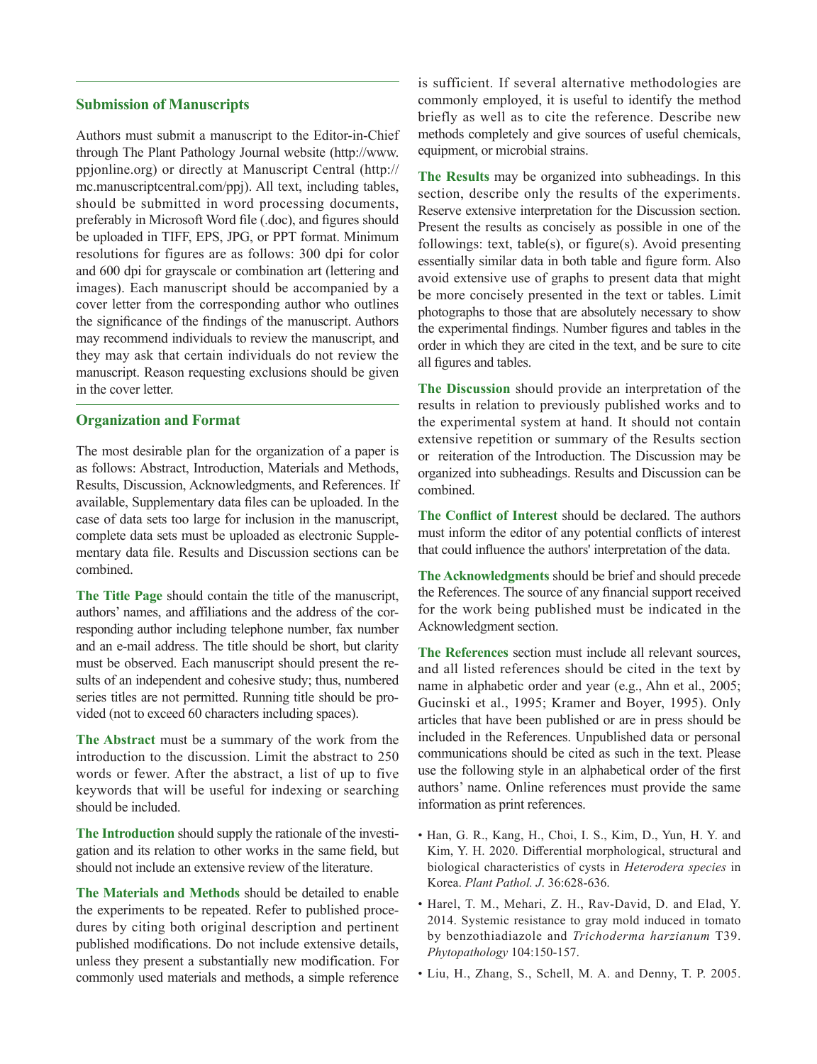## Submission of Manuscripts

Authors must submit a manuscript to the Editor-in-Chief through The Plant Pathology Journal website (http://www.ppjonline.org) or directly at Manuscript Central (http://mc.manuscriptcentral.com/ppj). All text, including tables, should be submitted in word processing documents, preferably in Microsoft Word file (.doc), and figures should be uploaded in TIFF, EPS, JPG, or PPT format. Minimum resolutions for figures are as follows: 300 dpi for color and 600 dpi for grayscale or combination art (lettering and images). Each manuscript should be accompanied by a cover letter from the corresponding author who outlines the significance of the findings of the manuscript. Authors may recommend individuals to review the manuscript, and they may ask that certain individuals do not review the manuscript. Reason requesting exclusions should be given in the cover letter.

## Organization and Format

The most desirable plan for the organization of a paper is as follows: Abstract, Introduction, Materials and Methods, Results, Discussion, Acknowledgments, and References. If available, Supplementary data files can be uploaded. In the case of data sets too large for inclusion in the manuscript, complete data sets must be uploaded as electronic Supplementary data file. Results and Discussion sections can be combined.

**The Title Page** should contain the title of the manuscript, authors' names, and affiliations and the address of the corresponding author including telephone number, fax number and an e-mail address. The title should be short, but clarity must be observed. Each manuscript should present the results of an independent and cohesive study; thus, numbered series titles are not permitted. Running title should be provided (not to exceed 60 characters including spaces).

**The Abstract** must be a summary of the work from the introduction to the discussion. Limit the abstract to 250 words or fewer. After the abstract, a list of up to five keywords that will be useful for indexing or searching should be included.

**The Introduction** should supply the rationale of the investigation and its relation to other works in the same field, but should not include an extensive review of the literature.

**The Materials and Methods** should be detailed to enable the experiments to be repeated. Refer to published procedures by citing both original description and pertinent published modifications. Do not include extensive details, unless they present a substantially new modification. For commonly used materials and methods, a simple reference is sufficient. If several alternative methodologies are commonly employed, it is useful to identify the method briefly as well as to cite the reference. Describe new methods completely and give sources of useful chemicals, equipment, or microbial strains.

**The Results** may be organized into subheadings. In this section, describe only the results of the experiments. Reserve extensive interpretation for the Discussion section. Present the results as concisely as possible in one of the followings: text, table(s), or figure(s). Avoid presenting essentially similar data in both table and figure form. Also avoid extensive use of graphs to present data that might be more concisely presented in the text or tables. Limit photographs to those that are absolutely necessary to show the experimental findings. Number figures and tables in the order in which they are cited in the text, and be sure to cite all figures and tables.

**The Discussion** should provide an interpretation of the results in relation to previously published works and to the experimental system at hand. It should not contain extensive repetition or summary of the Results section or reiteration of the Introduction. The Discussion may be organized into subheadings. Results and Discussion can be combined.

**The Conflict of Interest** should be declared. The authors must inform the editor of any potential conflicts of interest that could influence the authors' interpretation of the data.

**The Acknowledgments** should be brief and should precede the References. The source of any financial support received for the work being published must be indicated in the Acknowledgment section.

**The References** section must include all relevant sources, and all listed references should be cited in the text by name in alphabetic order and year (e.g., Ahn et al., 2005; Gucinski et al., 1995; Kramer and Boyer, 1995). Only articles that have been published or are in press should be included in the References. Unpublished data or personal communications should be cited as such in the text. Please use the following style in an alphabetical order of the first authors' name. Online references must provide the same information as print references.

- Han, G. R., Kang, H., Choi, I. S., Kim, D., Yun, H. Y. and Kim, Y. H. 2020. Differential morphological, structural and biological characteristics of cysts in *Heterodera species* in Korea. *Plant Pathol. J.* 36:628-636.
- Harel, T. M., Mehari, Z. H., Rav-David, D. and Elad, Y. 2014. Systemic resistance to gray mold induced in tomato by benzothiadiazole and *Trichoderma harzianum* T39. *Phytopathology* 104:150-157.
- Liu, H., Zhang, S., Schell, M. A. and Denny, T. P. 2005.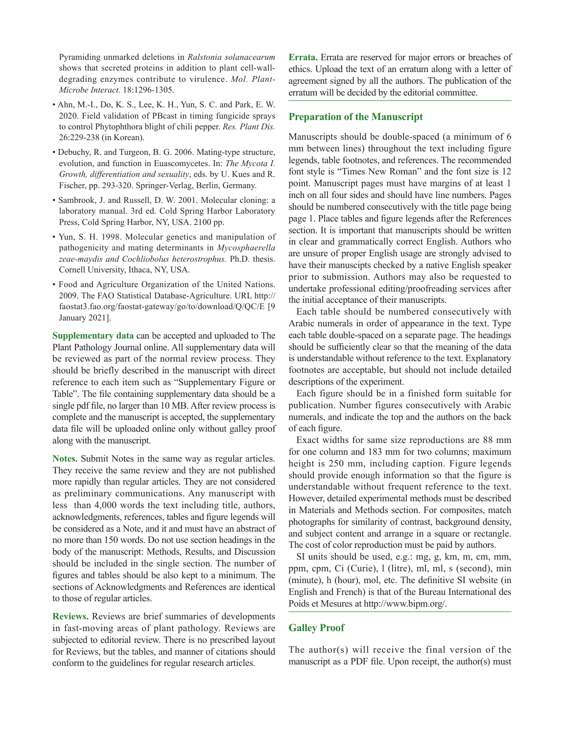Pyramiding unmarked deletions in *Ralstonia solanacearum* shows that secreted proteins in addition to plant cell-wall-degrading enzymes contribute to virulence. *Mol. Plant-Microbe Interact.* 18:1296-1305.

- Ahn, M.-I., Do, K. S., Lee, K. H., Yun, S. C. and Park, E. W. 2020. Field validation of PBcast in timing fungicide sprays to control Phytophthora blight of chili pepper. *Res. Plant Dis.* 26:229-238 (in Korean).
- Debuchy, R. and Turgeon, B. G. 2006. Mating-type structure, evolution, and function in Euascomycetes. In: *The Mycota I. Growth, differentiation and sexuality*, eds. by U. Kues and R. Fischer, pp. 293-320. Springer-Verlag, Berlin, Germany.
- Sambrook, J. and Russell, D. W. 2001. Molecular cloning: a laboratory manual. 3rd ed. Cold Spring Harbor Laboratory Press, Cold Spring Harbor, NY, USA. 2100 pp.
- Yun, S. H. 1998. Molecular genetics and manipulation of pathogenicity and mating determinants in *Mycosphaerella zeae-maydis and Cochliobolus heterostrophus.* Ph.D. thesis. Cornell University, Ithaca, NY, USA.
- Food and Agriculture Organization of the United Nations. 2009. The FAO Statistical Database-Agriculture. URL http://faostat3.fao.org/faostat-gateway/go/to/download/Q/QC/E [9 January 2021].

**Supplementary data** can be accepted and uploaded to The Plant Pathology Journal online. All supplementary data will be reviewed as part of the normal review process. They should be briefly described in the manuscript with direct reference to each item such as "Supplementary Figure or Table". The file containing supplementary data should be a single pdf file, no larger than 10 MB. After review process is complete and the manuscript is accepted, the supplementary data file will be uploaded online only without galley proof along with the manuscript.

**Notes.** Submit Notes in the same way as regular articles. They receive the same review and they are not published more rapidly than regular articles. They are not considered as preliminary communications. Any manuscript with less than 4,000 words the text including title, authors, acknowledgments, references, tables and figure legends will be considered as a Note, and it and must have an abstract of no more than 150 words. Do not use section headings in the body of the manuscript: Methods, Results, and Discussion should be included in the single section. The number of figures and tables should be also kept to a minimum. The sections of Acknowledgments and References are identical to those of regular articles.

**Reviews.** Reviews are brief summaries of developments in fast-moving areas of plant pathology. Reviews are subjected to editorial review. There is no prescribed layout for Reviews, but the tables, and manner of citations should conform to the guidelines for regular research articles.

**Errata.** Errata are reserved for major errors or breaches of ethics. Upload the text of an erratum along with a letter of agreement signed by all the authors. The publication of the erratum will be decided by the editorial committee.

## Preparation of the Manuscript

Manuscripts should be double-spaced (a minimum of 6 mm between lines) throughout the text including figure legends, table footnotes, and references. The recommended font style is "Times New Roman" and the font size is 12 point. Manuscript pages must have margins of at least 1 inch on all four sides and should have line numbers. Pages should be numbered consecutively with the title page being page 1. Place tables and figure legends after the References section. It is important that manuscripts should be written in clear and grammatically correct English. Authors who are unsure of proper English usage are strongly advised to have their manuscripts checked by a native English speaker prior to submission. Authors may also be requested to undertake professional editing/proofreading services after the initial acceptance of their manuscripts.

Each table should be numbered consecutively with Arabic numerals in order of appearance in the text. Type each table double-spaced on a separate page. The headings should be sufficiently clear so that the meaning of the data is understandable without reference to the text. Explanatory footnotes are acceptable, but should not include detailed descriptions of the experiment.

Each figure should be in a finished form suitable for publication. Number figures consecutively with Arabic numerals, and indicate the top and the authors on the back of each figure.

Exact widths for same size reproductions are 88 mm for one column and 183 mm for two columns; maximum height is 250 mm, including caption. Figure legends should provide enough information so that the figure is understandable without frequent reference to the text. However, detailed experimental methods must be described in Materials and Methods section. For composites, match photographs for similarity of contrast, background density, and subject content and arrange in a square or rectangle. The cost of color reproduction must be paid by authors.

SI units should be used, e.g.: mg, g, km, m, cm, mm, ppm, cpm, Ci (Curie), l (litre), ml, ml, s (second), min (minute), h (hour), mol, etc. The definitive SI website (in English and French) is that of the Bureau International des Poids et Mesures at http://www.bipm.org/.

## Galley Proof

The author(s) will receive the final version of the manuscript as a PDF file. Upon receipt, the author(s) must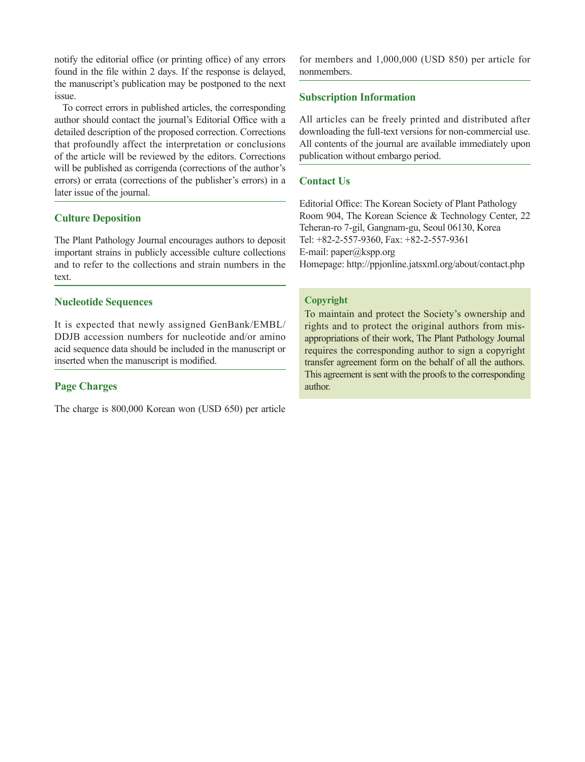notify the editorial office (or printing office) of any errors found in the file within 2 days. If the response is delayed, the manuscript's publication may be postponed to the next issue.

To correct errors in published articles, the corresponding author should contact the journal's Editorial Office with a detailed description of the proposed correction. Corrections that profoundly affect the interpretation or conclusions of the article will be reviewed by the editors. Corrections will be published as corrigenda (corrections of the author's errors) or errata (corrections of the publisher's errors) in a later issue of the journal.

### Culture Deposition

The Plant Pathology Journal encourages authors to deposit important strains in publicly accessible culture collections and to refer to the collections and strain numbers in the text.

### Nucleotide Sequences

It is expected that newly assigned GenBank/EMBL/DDJB accession numbers for nucleotide and/or amino acid sequence data should be included in the manuscript or inserted when the manuscript is modified.

### Page Charges

The charge is 800,000 Korean won (USD 650) per article for members and 1,000,000 (USD 850) per article for nonmembers.

### Subscription Information

All articles can be freely printed and distributed after downloading the full-text versions for non-commercial use. All contents of the journal are available immediately upon publication without embargo period.

### Contact Us

Editorial Office: The Korean Society of Plant Pathology
Room 904, The Korean Science & Technology Center, 22 Teheran-ro 7-gil, Gangnam-gu, Seoul 06130, Korea
Tel: +82-2-557-9360, Fax: +82-2-557-9361
E-mail: paper@kspp.org
Homepage: http://ppjonline.jatsxml.org/about/contact.php

### Copyright

To maintain and protect the Society's ownership and rights and to protect the original authors from misappropriations of their work, The Plant Pathology Journal requires the corresponding author to sign a copyright transfer agreement form on the behalf of all the authors. This agreement is sent with the proofs to the corresponding author.